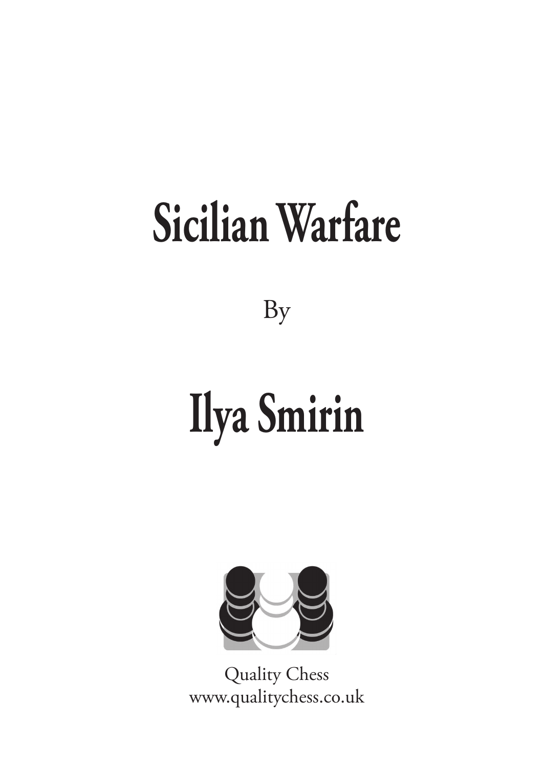# Sicilian Warfare

By

# Ilya Smirin

Quality Chess
www.qualitychess.co.uk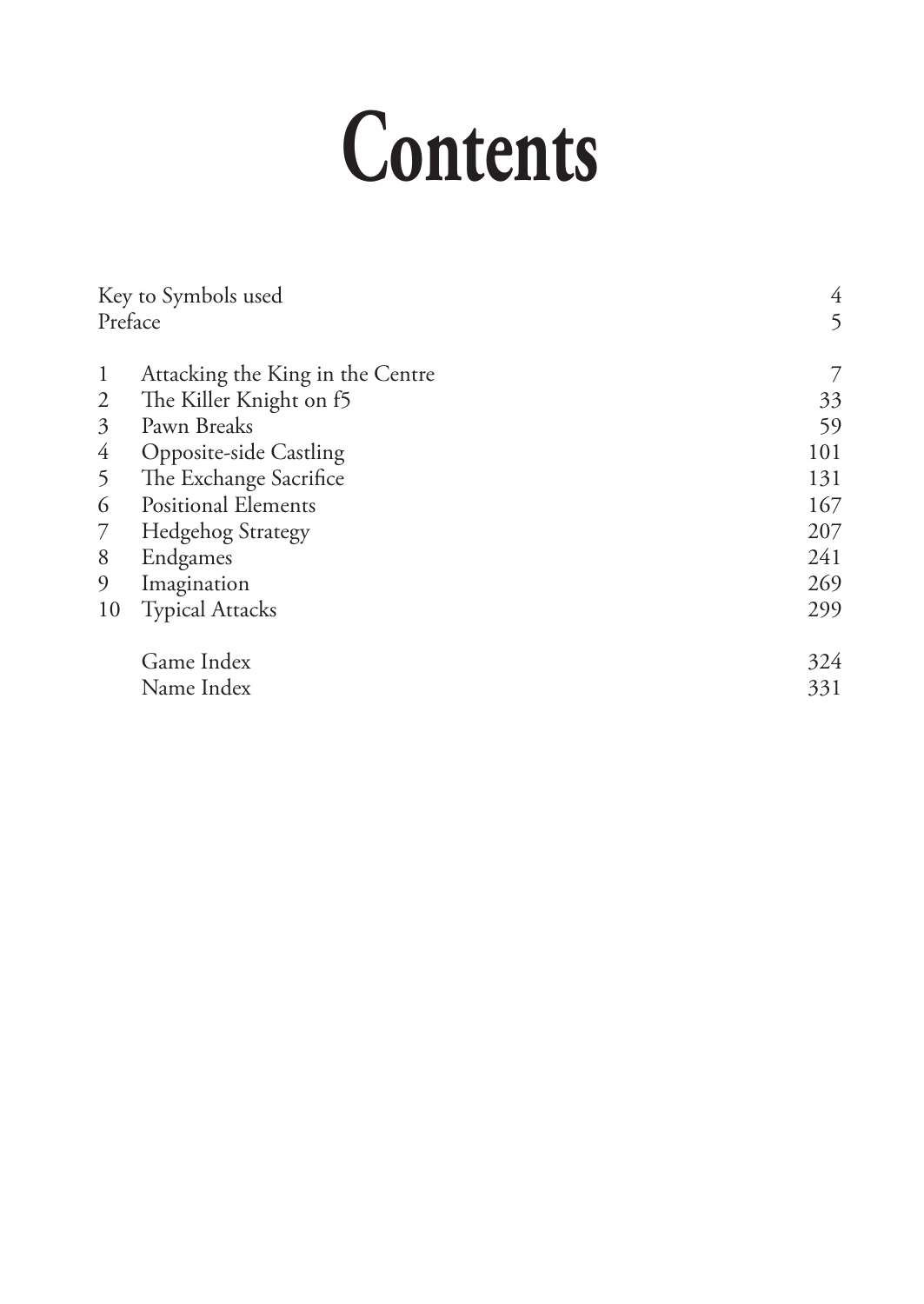# Contents

| | | |
|---|---|---|
| Key to Symbols used | | 4 |
| Preface | | 5 |
| 1 | Attacking the King in the Centre | 7 |
| 2 | The Killer Knight on f5 | 33 |
| 3 | Pawn Breaks | 59 |
| 4 | Opposite-side Castling | 101 |
| 5 | The Exchange Sacrifice | 131 |
| 6 | Positional Elements | 167 |
| 7 | Hedgehog Strategy | 207 |
| 8 | Endgames | 241 |
| 9 | Imagination | 269 |
| 10 | Typical Attacks | 299 |
| | Game Index | 324 |
| | Name Index | 331 |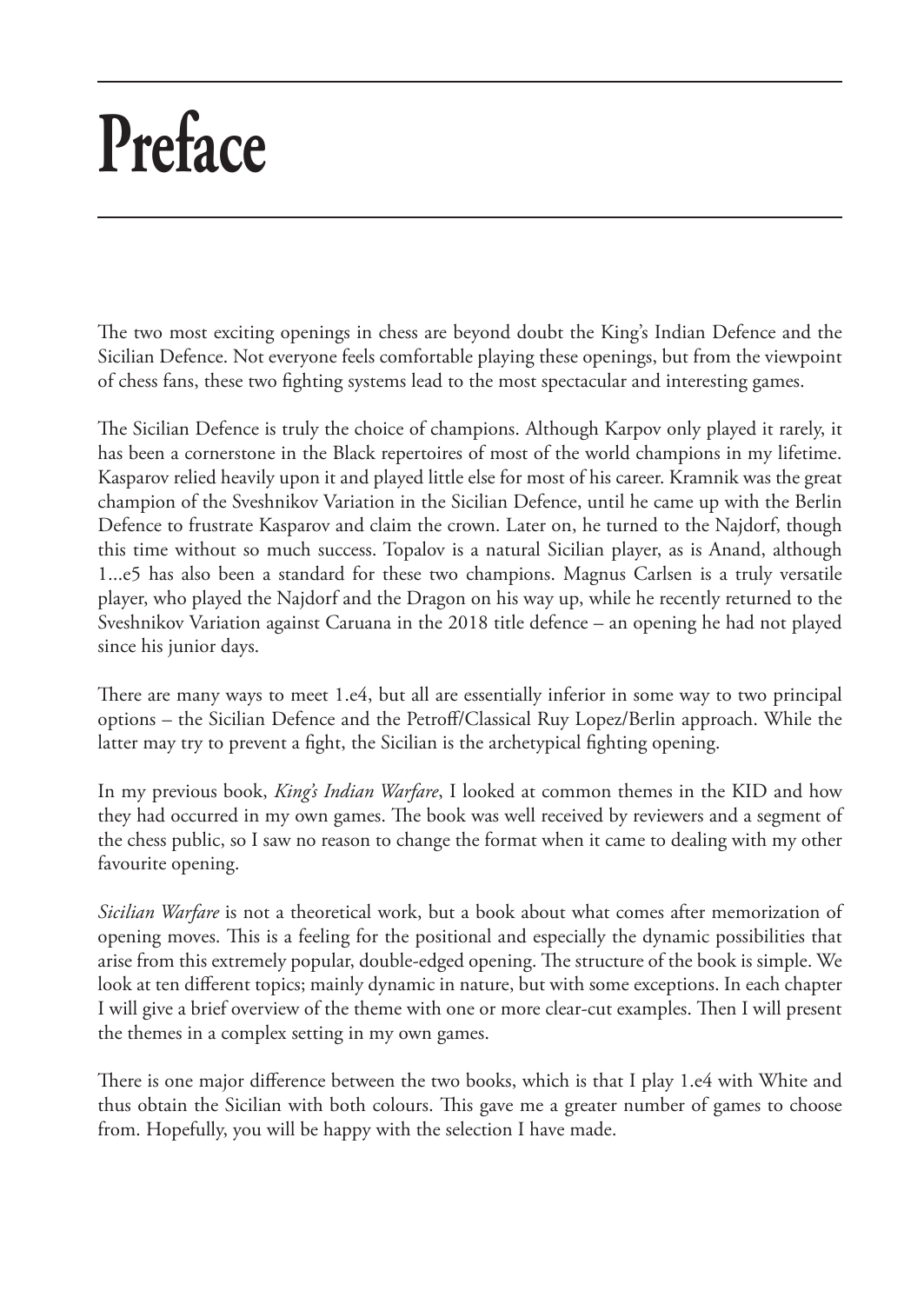# Preface

The two most exciting openings in chess are beyond doubt the King's Indian Defence and the Sicilian Defence. Not everyone feels comfortable playing these openings, but from the viewpoint of chess fans, these two fighting systems lead to the most spectacular and interesting games.

The Sicilian Defence is truly the choice of champions. Although Karpov only played it rarely, it has been a cornerstone in the Black repertoires of most of the world champions in my lifetime. Kasparov relied heavily upon it and played little else for most of his career. Kramnik was the great champion of the Sveshnikov Variation in the Sicilian Defence, until he came up with the Berlin Defence to frustrate Kasparov and claim the crown. Later on, he turned to the Najdorf, though this time without so much success. Topalov is a natural Sicilian player, as is Anand, although 1...e5 has also been a standard for these two champions. Magnus Carlsen is a truly versatile player, who played the Najdorf and the Dragon on his way up, while he recently returned to the Sveshnikov Variation against Caruana in the 2018 title defence – an opening he had not played since his junior days.

There are many ways to meet 1.e4, but all are essentially inferior in some way to two principal options – the Sicilian Defence and the Petroff/Classical Ruy Lopez/Berlin approach. While the latter may try to prevent a fight, the Sicilian is the archetypical fighting opening.

In my previous book, *King's Indian Warfare*, I looked at common themes in the KID and how they had occurred in my own games. The book was well received by reviewers and a segment of the chess public, so I saw no reason to change the format when it came to dealing with my other favourite opening.

*Sicilian Warfare* is not a theoretical work, but a book about what comes after memorization of opening moves. This is a feeling for the positional and especially the dynamic possibilities that arise from this extremely popular, double-edged opening. The structure of the book is simple. We look at ten different topics; mainly dynamic in nature, but with some exceptions. In each chapter I will give a brief overview of the theme with one or more clear-cut examples. Then I will present the themes in a complex setting in my own games.

There is one major difference between the two books, which is that I play 1.e4 with White and thus obtain the Sicilian with both colours. This gave me a greater number of games to choose from. Hopefully, you will be happy with the selection I have made.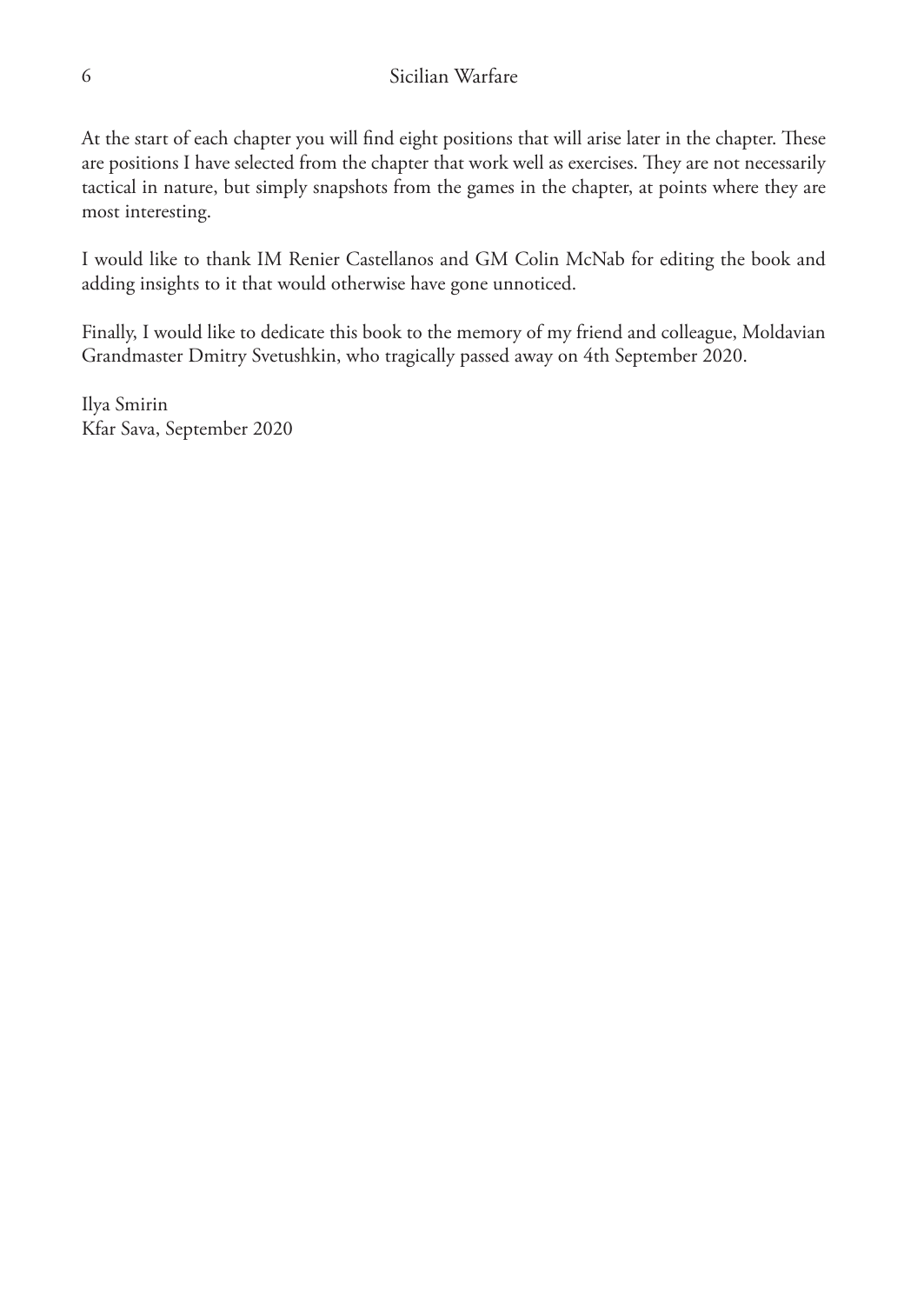At the start of each chapter you will find eight positions that will arise later in the chapter. These are positions I have selected from the chapter that work well as exercises. They are not necessarily tactical in nature, but simply snapshots from the games in the chapter, at points where they are most interesting.

I would like to thank IM Renier Castellanos and GM Colin McNab for editing the book and adding insights to it that would otherwise have gone unnoticed.

Finally, I would like to dedicate this book to the memory of my friend and colleague, Moldavian Grandmaster Dmitry Svetushkin, who tragically passed away on 4th September 2020.

Ilya Smirin
Kfar Sava, September 2020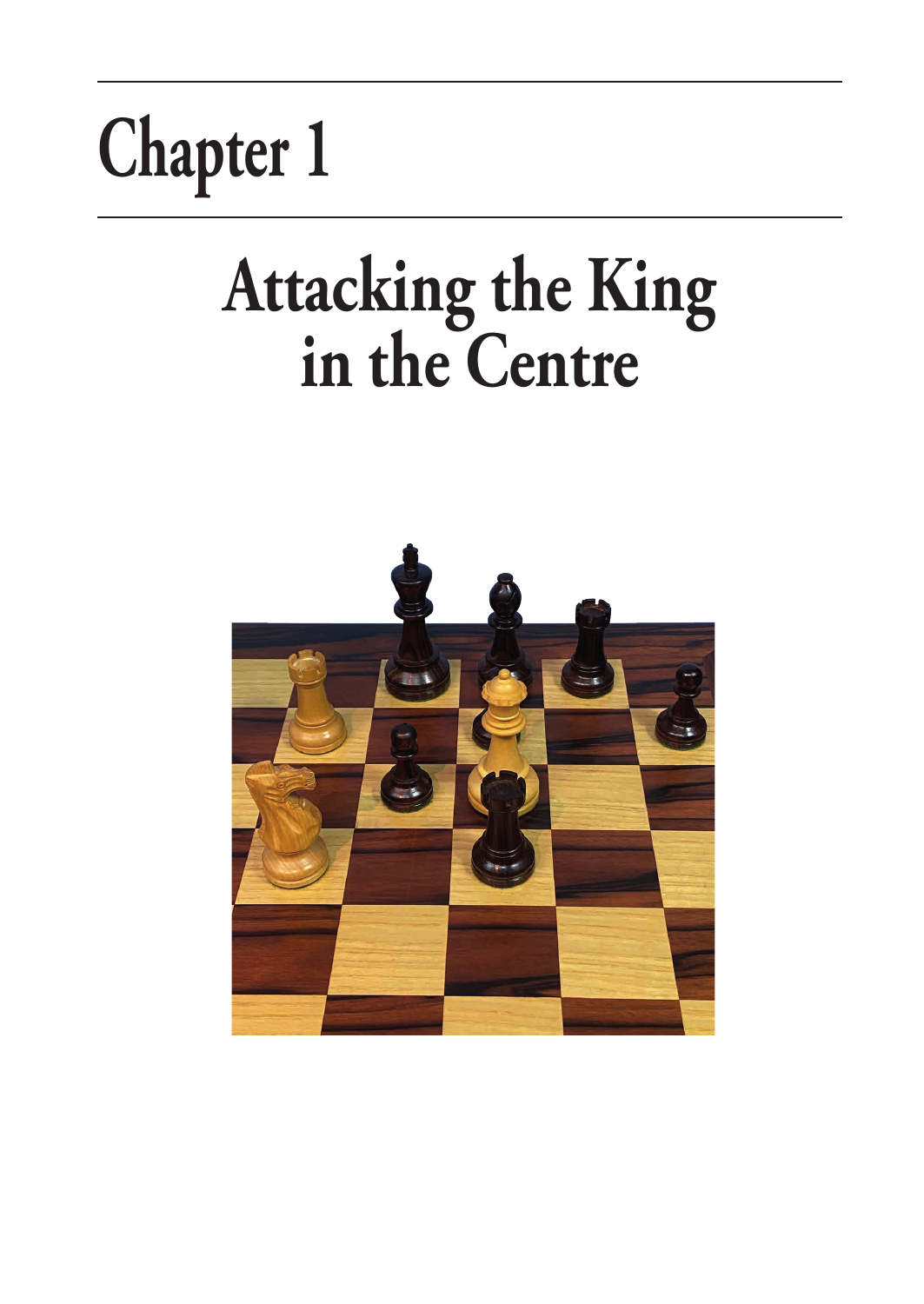# Chapter 1

## Attacking the King in the Centre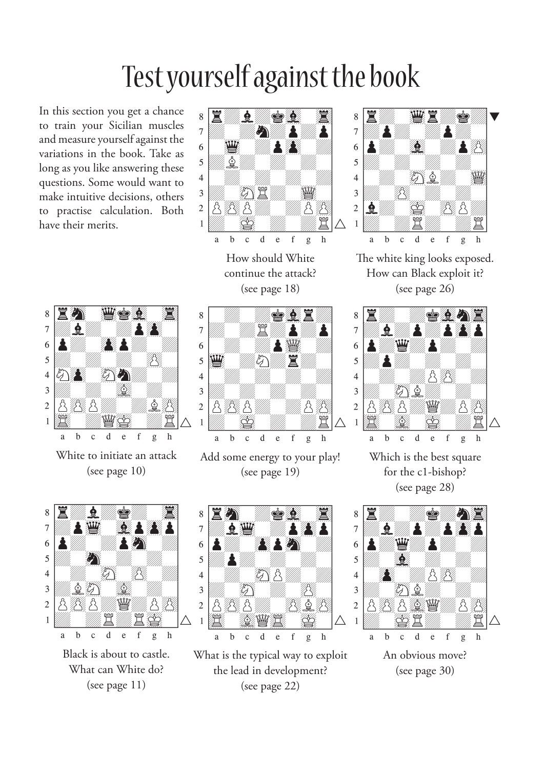# Test yourself against the book

In this section you get a chance to train your Sicilian muscles and measure yourself against the variations in the book. Take as long as you like answering these questions. Some would want to make intuitive decisions, others to practise calculation. Both have their merits.

How should White continue the attack? (see page 18)

The white king looks exposed. How can Black exploit it? (see page 26)

White to initiate an attack (see page 10)

Add some energy to your play! (see page 19)

Which is the best square for the c1-bishop? (see page 28)

Black is about to castle. What can White do? (see page 11)

What is the typical way to exploit the lead in development? (see page 22)

An obvious move? (see page 30)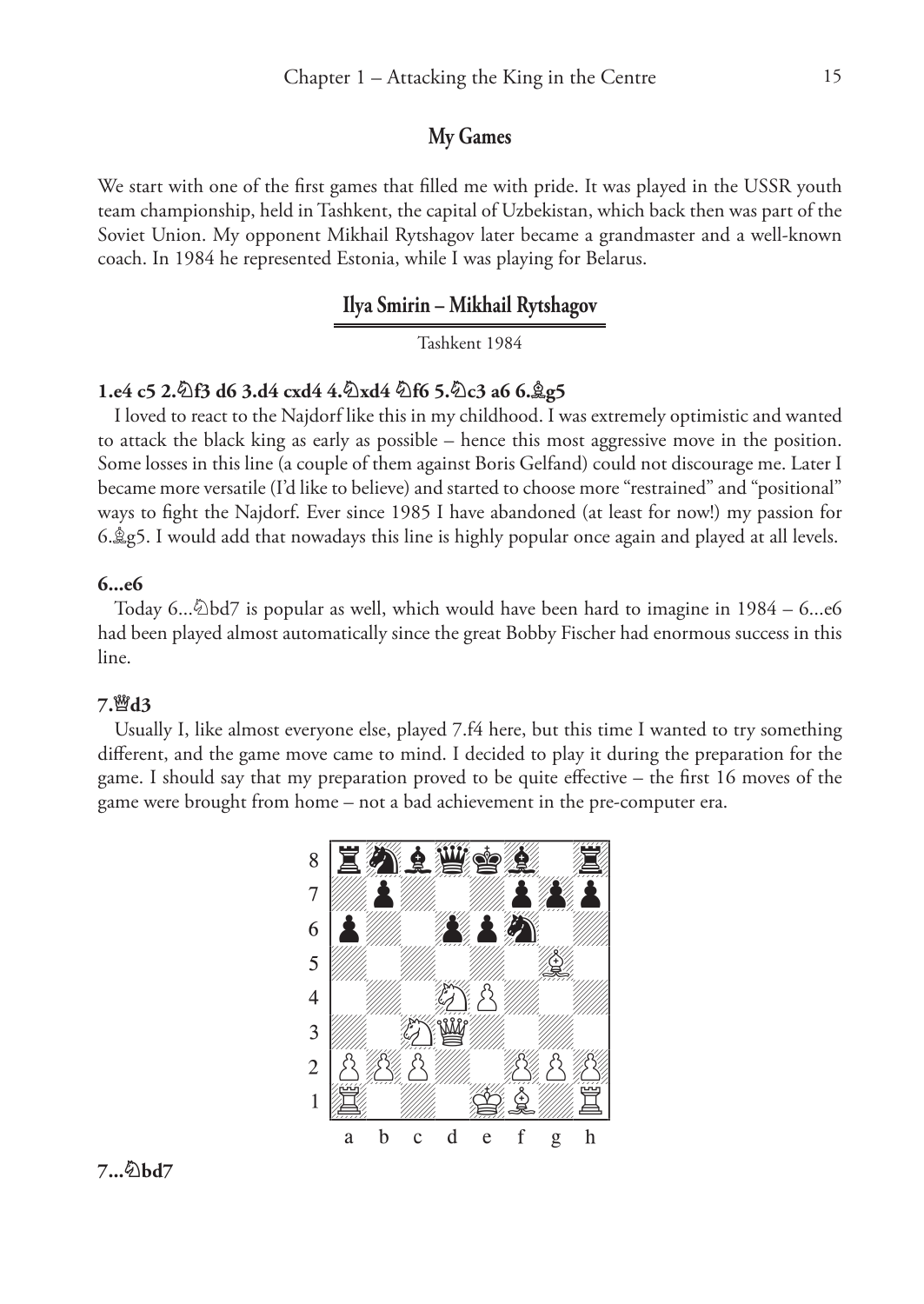## My Games

We start with one of the first games that filled me with pride. It was played in the USSR youth team championship, held in Tashkent, the capital of Uzbekistan, which back then was part of the Soviet Union. My opponent Mikhail Rytshagov later became a grandmaster and a well-known coach. In 1984 he represented Estonia, while I was playing for Belarus.

### Ilya Smirin – Mikhail Rytshagov

Tashkent 1984

**1.e4 c5 2.♘f3 d6 3.d4 cxd4 4.♘xd4 ♘f6 5.♘c3 a6 6.♗g5**

I loved to react to the Najdorf like this in my childhood. I was extremely optimistic and wanted to attack the black king as early as possible – hence this most aggressive move in the position. Some losses in this line (a couple of them against Boris Gelfand) could not discourage me. Later I became more versatile (I'd like to believe) and started to choose more "restrained" and "positional" ways to fight the Najdorf. Ever since 1985 I have abandoned (at least for now!) my passion for 6.♗g5. I would add that nowadays this line is highly popular once again and played at all levels.

**6...e6**

Today 6...♘bd7 is popular as well, which would have been hard to imagine in 1984 – 6...e6 had been played almost automatically since the great Bobby Fischer had enormous success in this line.

**7.♕d3**

Usually I, like almost everyone else, played 7.f4 here, but this time I wanted to try something different, and the game move came to mind. I decided to play it during the preparation for the game. I should say that my preparation proved to be quite effective – the first 16 moves of the game were brought from home – not a bad achievement in the pre-computer era.

**7...♘bd7**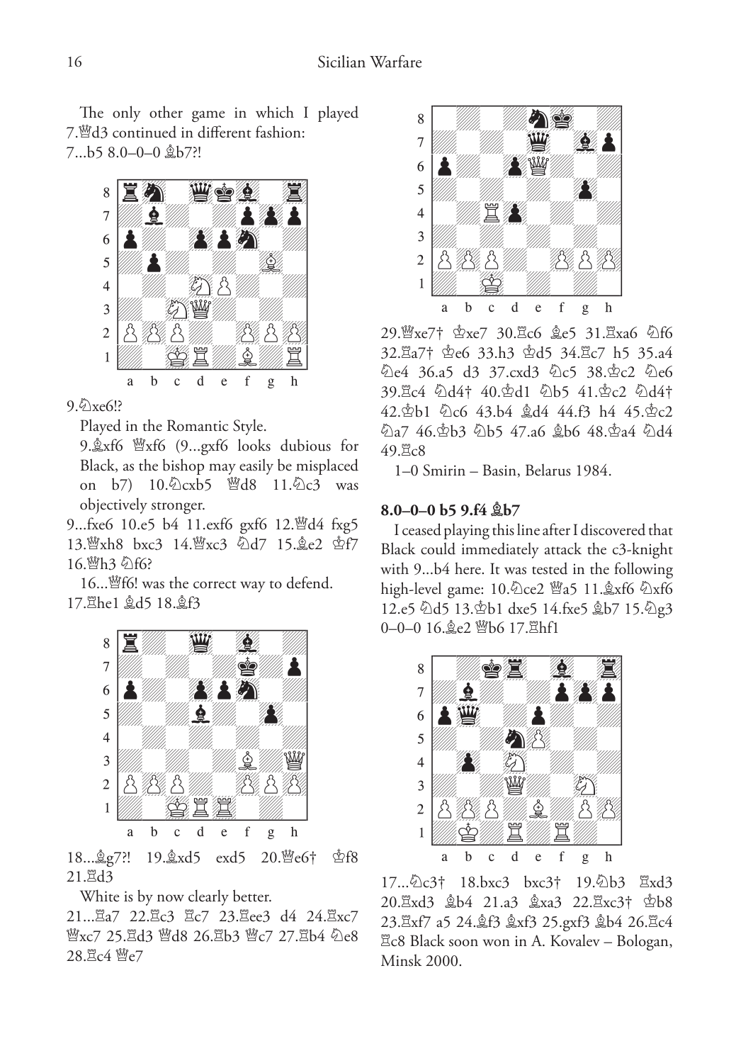The only other game in which I played 7.♕d3 continued in different fashion:

7...b5 8.0–0–0 ♗b7?!

9.♘xe6!?

Played in the Romantic Style.

9.♗xf6 ♕xf6 (9...gxf6 looks dubious for Black, as the bishop may easily be misplaced on b7) 10.♘cxb5 ♕d8 11.♘c3 was objectively stronger.

9...fxe6 10.e5 b4 11.exf6 gxf6 12.♕d4 fxg5 13.♕xh8 bxc3 14.♕xc3 ♘d7 15.♗e2 ♔f7 16.♕h3 ♘f6?

16...♕f6! was the correct way to defend.

17.♖he1 ♗d5 18.♗f3

18...♗g7?! 19.♗xd5 exd5 20.♕e6† ♔f8 21.♖d3

White is by now clearly better.

21...♖a7 22.♖c3 ♖c7 23.♖ee3 d4 24.♖xc7 ♕xc7 25.♖d3 ♕d8 26.♖b3 ♕c7 27.♖b4 ♘e8 28.♖c4 ♕e7

29.♕xe7† ♔xe7 30.♖c6 ♗e5 31.♖xa6 ♘f6 32.♖a7† ♔e6 33.h3 ♔d5 34.♖c7 h5 35.a4 ♘e4 36.a5 d3 37.cxd3 ♘c5 38.♔c2 ♘e6 39.♖c4 ♘d4† 40.♔d1 ♘b5 41.♔c2 ♘d4† 42.♔b1 ♘c6 43.b4 ♗d4 44.f3 h4 45.♔c2 ♘a7 46.♔b3 ♘b5 47.a6 ♗b6 48.♔a4 ♘d4 49.♖c8

1–0 Smirin – Basin, Belarus 1984.

**8.0–0–0 b5 9.f4 ♗b7**

I ceased playing this line after I discovered that Black could immediately attack the c3-knight with 9...b4 here. It was tested in the following high-level game: 10.♘ce2 ♕a5 11.♗xf6 ♘xf6 12.e5 ♘d5 13.♔b1 dxe5 14.fxe5 ♗b7 15.♘g3 0–0–0 16.♗e2 ♕b6 17.♖hf1

17...♘c3† 18.bxc3 bxc3† 19.♘b3 ♖xd3 20.♖xd3 ♗b4 21.a3 ♗xa3 22.♖xc3† ♔b8 23.♖xf7 a5 24.♗f3 ♗xf3 25.gxf3 ♗b4 26.♖c4 ♖c8 Black soon won in A. Kovalev – Bologan, Minsk 2000.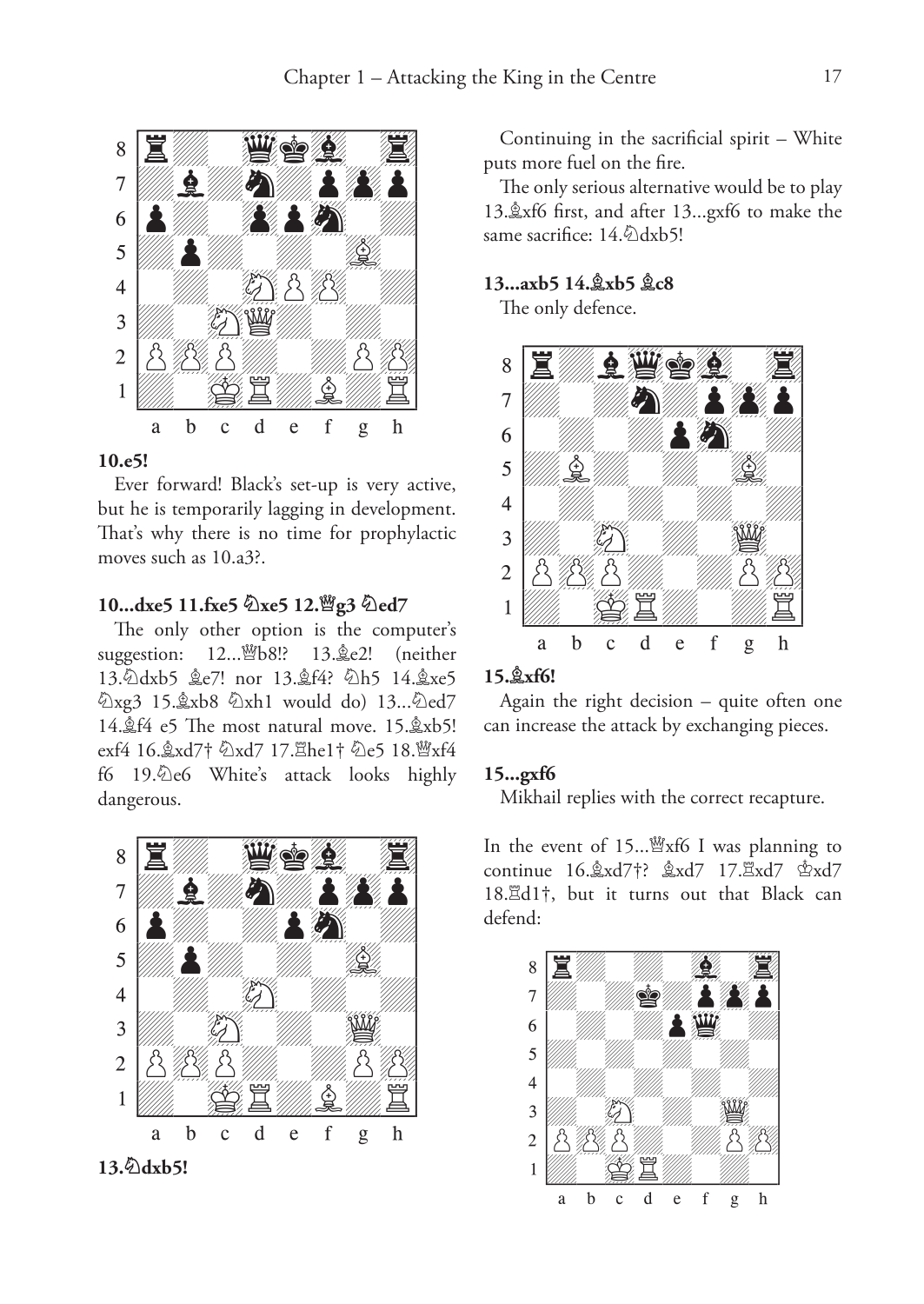**10.e5!**

Ever forward! Black's set-up is very active, but he is temporarily lagging in development. That's why there is no time for prophylactic moves such as 10.a3?.

**10...dxe5 11.fxe5 ♘xe5 12.♕g3 ♘ed7**

The only other option is the computer's suggestion: 12...♕b8!? 13.♗e2! (neither 13.♘dxb5 ♗e7! nor 13.♗f4? ♘h5 14.♗xe5 ♘xg3 15.♗xb8 ♘xh1 would do) 13...♘ed7 14.♗f4 e5 The most natural move. 15.♗xb5! exf4 16.♗xd7† ♘xd7 17.♖he1† ♘e5 18.♕xf4 f6 19.♘e6 White's attack looks highly dangerous.

**13.♘dxb5!**

Continuing in the sacrificial spirit – White puts more fuel on the fire.

The only serious alternative would be to play 13.♗xf6 first, and after 13...gxf6 to make the same sacrifice: 14.♘dxb5!

**13...axb5 14.♗xb5 ♗c8**

The only defence.

**15.♗xf6!**

Again the right decision – quite often one can increase the attack by exchanging pieces.

**15...gxf6**

Mikhail replies with the correct recapture.

In the event of 15...♕xf6 I was planning to continue 16.♗xd7†? ♗xd7 17.♖xd7 ♔xd7 18.♖d1†, but it turns out that Black can defend: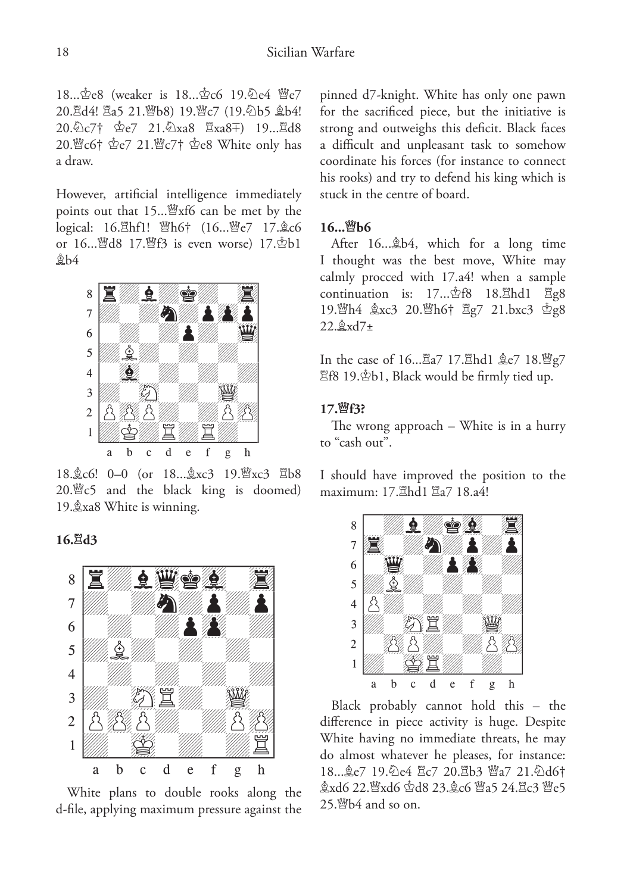18...♔e8 (weaker is 18...♔c6 19.♘e4 ♕e7 20.♖d4! ♖a5 21.♕b8) 19.♕c7 (19.♘b5 ♗b4! 20.♘c7† ♔e7 21.♘xa8 ♖xa8∓) 19...♖d8 20.♕c6† ♔e7 21.♕c7† ♔e8 White only has a draw.

However, artificial intelligence immediately points out that 15...♕xf6 can be met by the logical: 16.♖hf1! ♕h6† (16...♕e7 17.♗c6 or 16...♕d8 17.♕f3 is even worse) 17.♔b1 ♗b4

18.♗c6! 0–0 (or 18...♗xc3 19.♕xc3 ♖b8 20.♕c5 and the black king is doomed) 19.♗xa8 White is winning.

**16.♖d3**

White plans to double rooks along the d-file, applying maximum pressure against the pinned d7-knight. White has only one pawn for the sacrificed piece, but the initiative is strong and outweighs this deficit. Black faces a difficult and unpleasant task to somehow coordinate his forces (for instance to connect his rooks) and try to defend his king which is stuck in the centre of board.

**16...♕b6**

After 16...♗b4, which for a long time I thought was the best move, White may calmly procced with 17.a4! when a sample continuation is: 17...♔f8 18.♖hd1 ♖g8 19.♕h4 ♗xc3 20.♕h6† ♖g7 21.bxc3 ♔g8 22.♗xd7±

In the case of 16...♖a7 17.♖hd1 ♗e7 18.♕g7 ♖f8 19.♔b1, Black would be firmly tied up.

**17.♕f3?**

The wrong approach – White is in a hurry to "cash out".

I should have improved the position to the maximum: 17.♖hd1 ♖a7 18.a4!

Black probably cannot hold this – the difference in piece activity is huge. Despite White having no immediate threats, he may do almost whatever he pleases, for instance: 18...♗e7 19.♘e4 ♖c7 20.♖b3 ♕a7 21.♘d6† ♗xd6 22.♕xd6 ♔d8 23.♗c6 ♕a5 24.♖c3 ♕e5 25.♕b4 and so on.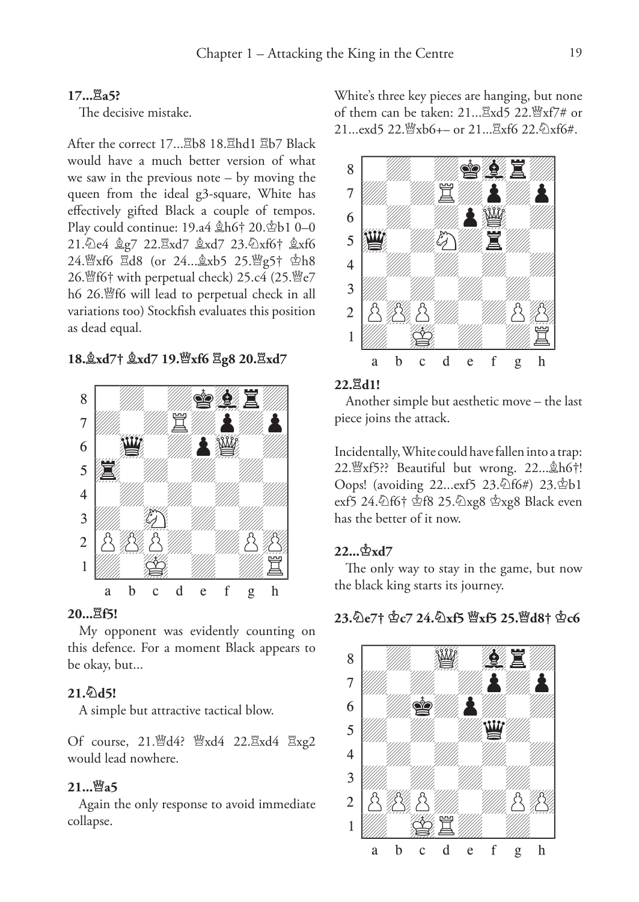**17...♖a5?**

The decisive mistake.

After the correct 17...♖b8 18.♖hd1 ♖b7 Black would have a much better version of what we saw in the previous note – by moving the queen from the ideal g3-square, White has effectively gifted Black a couple of tempos. Play could continue: 19.a4 ♗h6† 20.♔b1 0–0 21.♘e4 ♗g7 22.♖xd7 ♗xd7 23.♘xf6† ♗xf6 24.♕xf6 ♖d8 (or 24...♗xb5 25.♕g5† ♔h8 26.♕f6† with perpetual check) 25.c4 (25.♕e7 h6 26.♕f6 will lead to perpetual check in all variations too) Stockfish evaluates this position as dead equal.

**18.♗xd7† ♗xd7 19.♕xf6 ♖g8 20.♖xd7**

**20...♖f5!**

My opponent was evidently counting on this defence. For a moment Black appears to be okay, but...

**21.♘d5!**

A simple but attractive tactical blow.

Of course, 21.♕d4? ♕xd4 22.♖xd4 ♖xg2 would lead nowhere.

**21...♕a5**

Again the only response to avoid immediate collapse.

White's three key pieces are hanging, but none of them can be taken: 21...♖xd5 22.♕xf7# or 21...exd5 22.♕xb6+– or 21...♖xf6 22.♘xf6#.

**22.♖d1!**

Another simple but aesthetic move – the last piece joins the attack.

Incidentally, White could have fallen into a trap: 22.♕xf5?? Beautiful but wrong. 22...♗h6†! Oops! (avoiding 22...exf5 23.♘f6#) 23.♔b1 exf5 24.♘f6† ♔f8 25.♘xg8 ♔xg8 Black even has the better of it now.

**22...♔xd7**

The only way to stay in the game, but now the black king starts its journey.

**23.♘e7† ♔c7 24.♘xf5 ♕xf5 25.♕d8† ♔c6**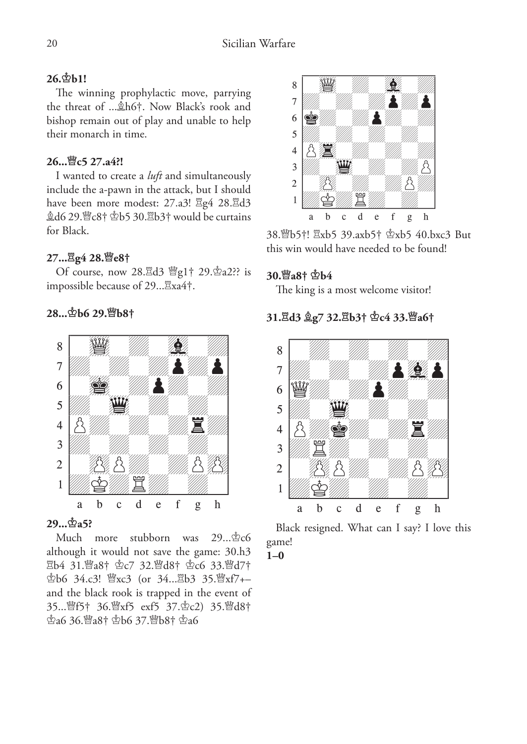**26.♔b1!**

The winning prophylactic move, parrying the threat of ...♗h6†. Now Black's rook and bishop remain out of play and unable to help their monarch in time.

**26...♕c5 27.a4?!**

I wanted to create a *luft* and simultaneously include the a-pawn in the attack, but I should have been more modest: 27.a3! ♖g4 28.♖d3 ♗d6 29.♕c8† ♔b5 30.♖b3† would be curtains for Black.

**27...♖g4 28.♕e8†**

Of course, now 28.♖d3 ♕g1† 29.♔a2?? is impossible because of 29...♖xa4†.

**28...♔b6 29.♕b8†**

**29...♔a5?**

Much more stubborn was 29...♔c6 although it would not save the game: 30.h3 ♖b4 31.♕a8† ♔c7 32.♕d8† ♔c6 33.♕d7† ♔b6 34.c3! ♕xc3 (or 34...♖b3 35.♕xf7+– and the black rook is trapped in the event of 35...♕f5† 36.♕xf5 exf5 37.♔c2) 35.♕d8† ♔a6 36.♕a8† ♔b6 37.♕b8† ♔a6

38.♕b5†! ♖xb5 39.axb5† ♔xb5 40.bxc3 But this win would have needed to be found!

**30.♕a8† ♔b4**

The king is a most welcome visitor!

**31.♖d3 ♗g7 32.♖b3† ♔c4 33.♕a6†**

Black resigned. What can I say? I love this game!

**1–0**